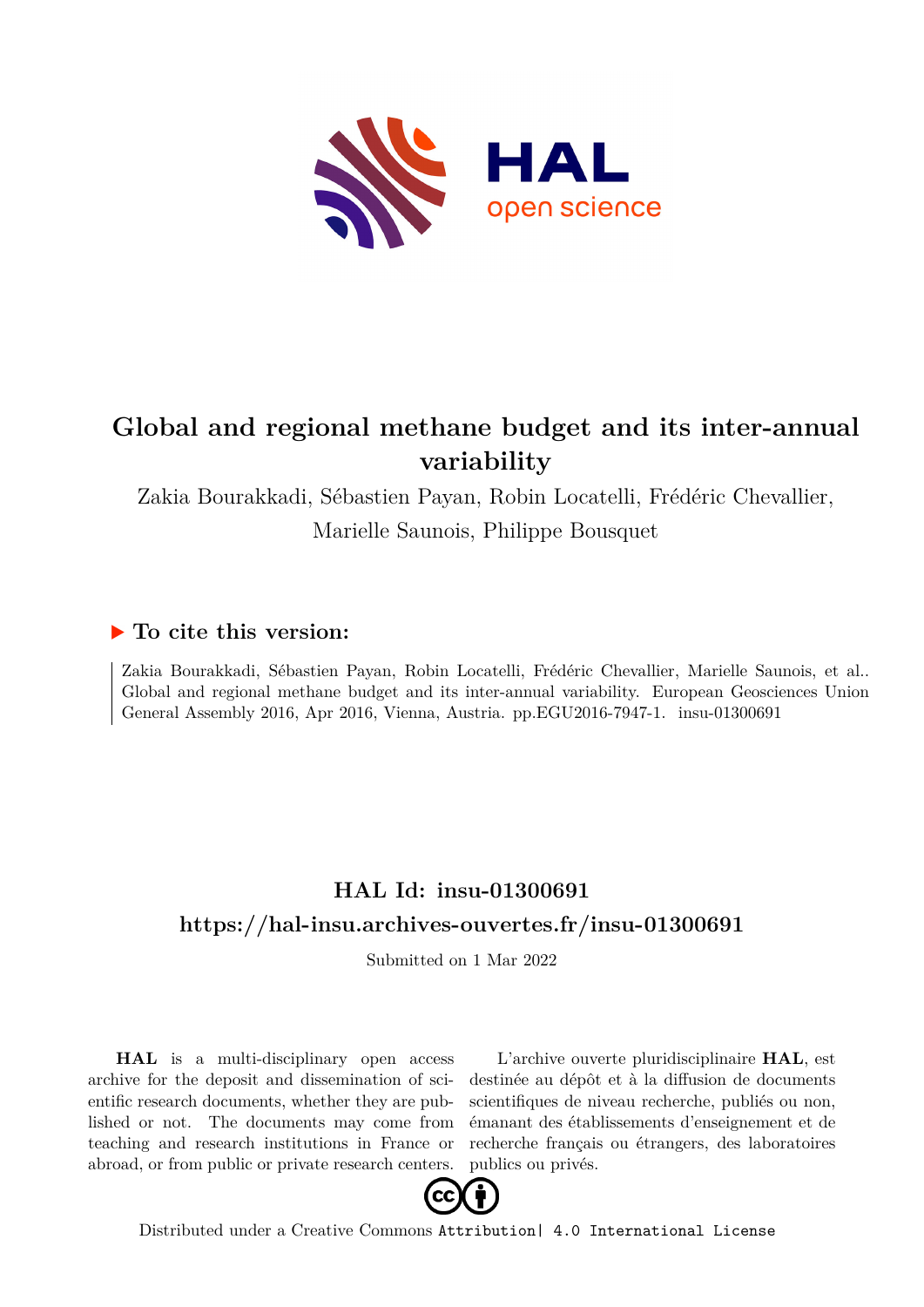# Global and regional methane budget and its inter-annual variability

Zakia Bourakkadi, Sébastien Payan, Robin Locatelli, Frédéric Chevallier, Marielle Saunois, Philippe Bousquet

## ▶ To cite this version:

Zakia Bourakkadi, Sébastien Payan, Robin Locatelli, Frédéric Chevallier, Marielle Saunois, et al.. Global and regional methane budget and its inter-annual variability. European Geosciences Union General Assembly 2016, Apr 2016, Vienna, Austria. pp.EGU2016-7947-1. insu-01300691

## HAL Id: insu-01300691

## https://hal-insu.archives-ouvertes.fr/insu-01300691

Submitted on 1 Mar 2022

**HAL** is a multi-disciplinary open access archive for the deposit and dissemination of scientific research documents, whether they are published or not. The documents may come from teaching and research institutions in France or abroad, or from public or private research centers.

L'archive ouverte pluridisciplinaire **HAL**, est destinée au dépôt et à la diffusion de documents scientifiques de niveau recherche, publiés ou non, émanant des établissements d'enseignement et de recherche français ou étrangers, des laboratoires publics ou privés.

Distributed under a Creative Commons Attribution| 4.0 International License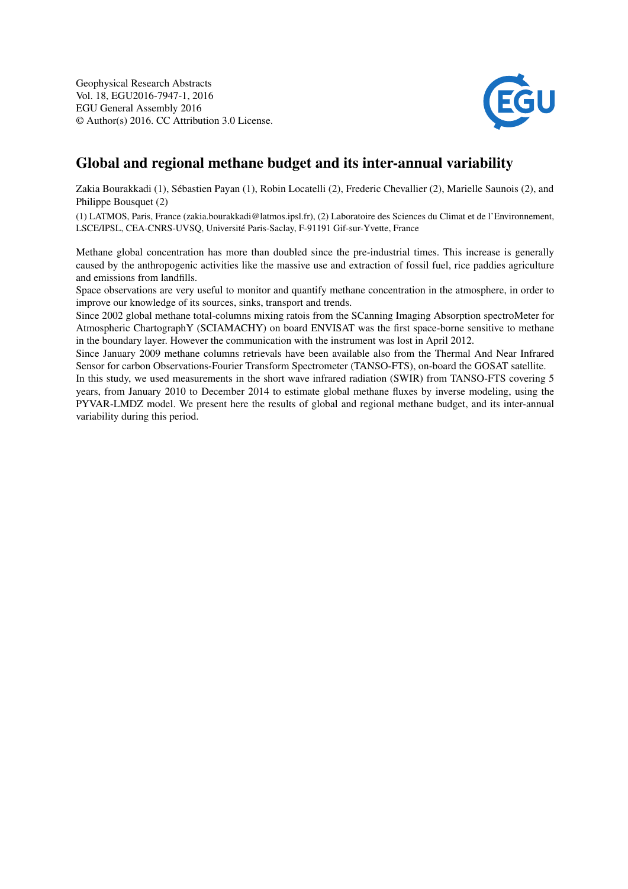Geophysical Research Abstracts
Vol. 18, EGU2016-7947-1, 2016
EGU General Assembly 2016
© Author(s) 2016. CC Attribution 3.0 License.

# Global and regional methane budget and its inter-annual variability

Zakia Bourakkadi (1), Sébastien Payan (1), Robin Locatelli (2), Frederic Chevallier (2), Marielle Saunois (2), and Philippe Bousquet (2)

(1) LATMOS, Paris, France (zakia.bourakkadi@latmos.ipsl.fr), (2) Laboratoire des Sciences du Climat et de l'Environnement, LSCE/IPSL, CEA-CNRS-UVSQ, Université Paris-Saclay, F-91191 Gif-sur-Yvette, France

Methane global concentration has more than doubled since the pre-industrial times. This increase is generally caused by the anthropogenic activities like the massive use and extraction of fossil fuel, rice paddies agriculture and emissions from landfills.

Space observations are very useful to monitor and quantify methane concentration in the atmosphere, in order to improve our knowledge of its sources, sinks, transport and trends.

Since 2002 global methane total-columns mixing ratois from the SCanning Imaging Absorption spectroMeter for Atmospheric ChartographY (SCIAMACHY) on board ENVISAT was the first space-borne sensitive to methane in the boundary layer. However the communication with the instrument was lost in April 2012.

Since January 2009 methane columns retrievals have been available also from the Thermal And Near Infrared Sensor for carbon Observations-Fourier Transform Spectrometer (TANSO-FTS), on-board the GOSAT satellite.

In this study, we used measurements in the short wave infrared radiation (SWIR) from TANSO-FTS covering 5 years, from January 2010 to December 2014 to estimate global methane fluxes by inverse modeling, using the PYVAR-LMDZ model. We present here the results of global and regional methane budget, and its inter-annual variability during this period.